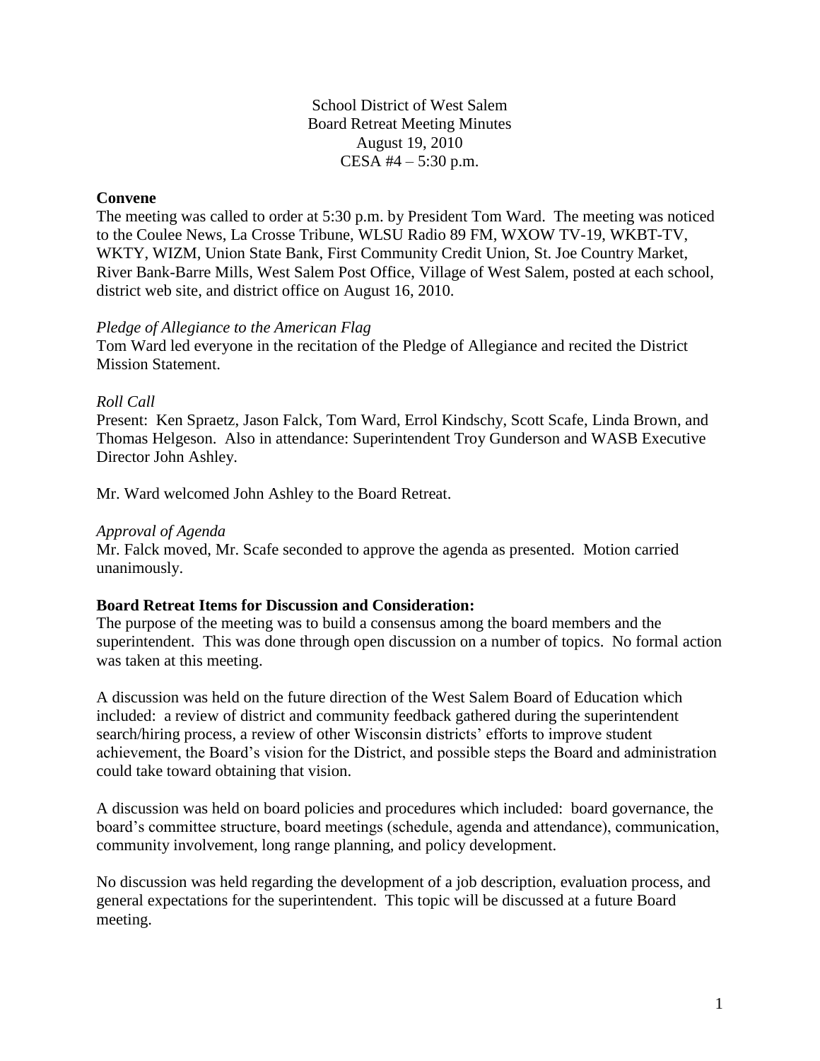School District of West Salem
Board Retreat Meeting Minutes
August 19, 2010
CESA #4 – 5:30 p.m.

**Convene**

The meeting was called to order at 5:30 p.m. by President Tom Ward. The meeting was noticed to the Coulee News, La Crosse Tribune, WLSU Radio 89 FM, WXOW TV-19, WKBT-TV, WKTY, WIZM, Union State Bank, First Community Credit Union, St. Joe Country Market, River Bank-Barre Mills, West Salem Post Office, Village of West Salem, posted at each school, district web site, and district office on August 16, 2010.

*Pledge of Allegiance to the American Flag*

Tom Ward led everyone in the recitation of the Pledge of Allegiance and recited the District Mission Statement.

*Roll Call*

Present: Ken Spraetz, Jason Falck, Tom Ward, Errol Kindschy, Scott Scafe, Linda Brown, and Thomas Helgeson. Also in attendance: Superintendent Troy Gunderson and WASB Executive Director John Ashley.

Mr. Ward welcomed John Ashley to the Board Retreat.

*Approval of Agenda*

Mr. Falck moved, Mr. Scafe seconded to approve the agenda as presented. Motion carried unanimously.

**Board Retreat Items for Discussion and Consideration:**

The purpose of the meeting was to build a consensus among the board members and the superintendent. This was done through open discussion on a number of topics. No formal action was taken at this meeting.

A discussion was held on the future direction of the West Salem Board of Education which included: a review of district and community feedback gathered during the superintendent search/hiring process, a review of other Wisconsin districts' efforts to improve student achievement, the Board's vision for the District, and possible steps the Board and administration could take toward obtaining that vision.

A discussion was held on board policies and procedures which included: board governance, the board's committee structure, board meetings (schedule, agenda and attendance), communication, community involvement, long range planning, and policy development.

No discussion was held regarding the development of a job description, evaluation process, and general expectations for the superintendent. This topic will be discussed at a future Board meeting.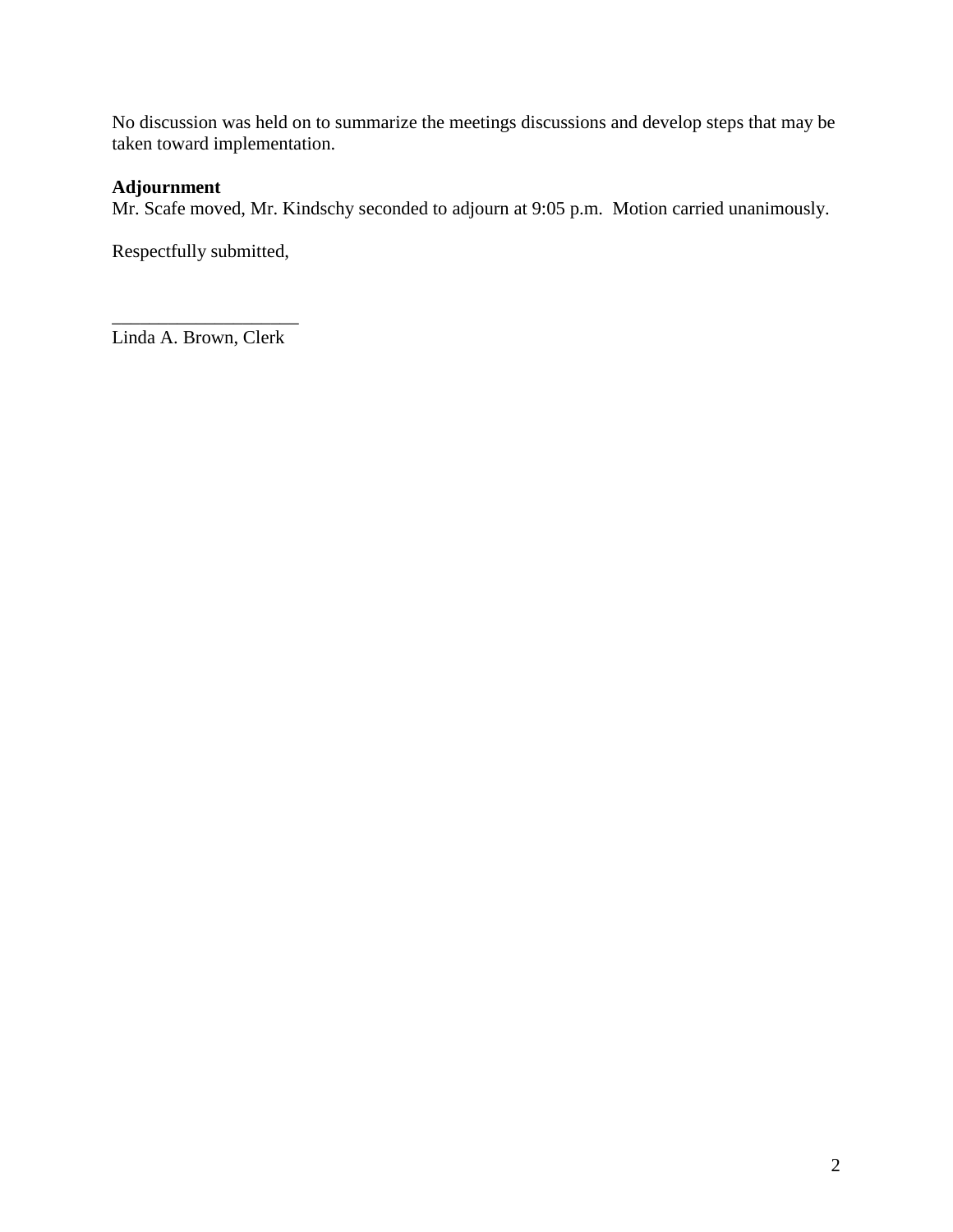No discussion was held on to summarize the meetings discussions and develop steps that may be taken toward implementation.

**Adjournment**
Mr. Scafe moved, Mr. Kindschy seconded to adjourn at 9:05 p.m. Motion carried unanimously.

Respectfully submitted,

____________________
Linda A. Brown, Clerk